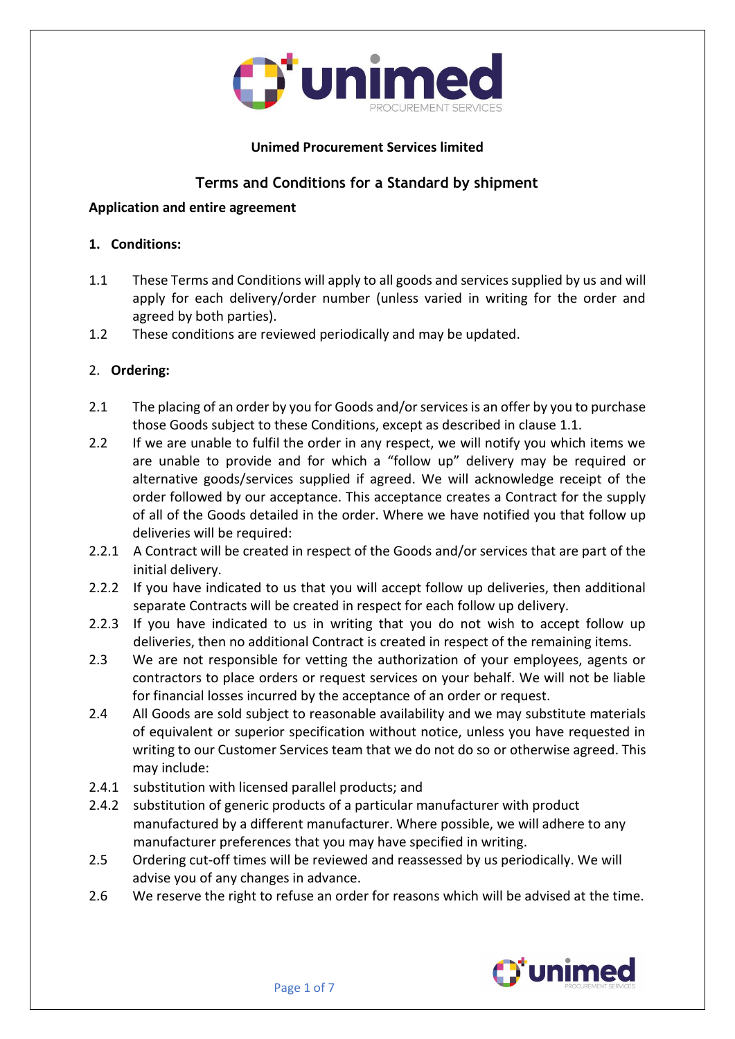**Unimed Procurement Services limited**

## Terms and Conditions for a Standard by shipment

**Application and entire agreement**

**1. Conditions:**

1.1 These Terms and Conditions will apply to all goods and services supplied by us and will apply for each delivery/order number (unless varied in writing for the order and agreed by both parties).

1.2 These conditions are reviewed periodically and may be updated.

2. **Ordering:**

2.1 The placing of an order by you for Goods and/or services is an offer by you to purchase those Goods subject to these Conditions, except as described in clause 1.1.

2.2 If we are unable to fulfil the order in any respect, we will notify you which items we are unable to provide and for which a "follow up" delivery may be required or alternative goods/services supplied if agreed. We will acknowledge receipt of the order followed by our acceptance. This acceptance creates a Contract for the supply of all of the Goods detailed in the order. Where we have notified you that follow up deliveries will be required:

2.2.1 A Contract will be created in respect of the Goods and/or services that are part of the initial delivery.

2.2.2 If you have indicated to us that you will accept follow up deliveries, then additional separate Contracts will be created in respect for each follow up delivery.

2.2.3 If you have indicated to us in writing that you do not wish to accept follow up deliveries, then no additional Contract is created in respect of the remaining items.

2.3 We are not responsible for vetting the authorization of your employees, agents or contractors to place orders or request services on your behalf. We will not be liable for financial losses incurred by the acceptance of an order or request.

2.4 All Goods are sold subject to reasonable availability and we may substitute materials of equivalent or superior specification without notice, unless you have requested in writing to our Customer Services team that we do not do so or otherwise agreed. This may include:

2.4.1 substitution with licensed parallel products; and

2.4.2 substitution of generic products of a particular manufacturer with product manufactured by a different manufacturer. Where possible, we will adhere to any manufacturer preferences that you may have specified in writing.

2.5 Ordering cut-off times will be reviewed and reassessed by us periodically. We will advise you of any changes in advance.

2.6 We reserve the right to refuse an order for reasons which will be advised at the time.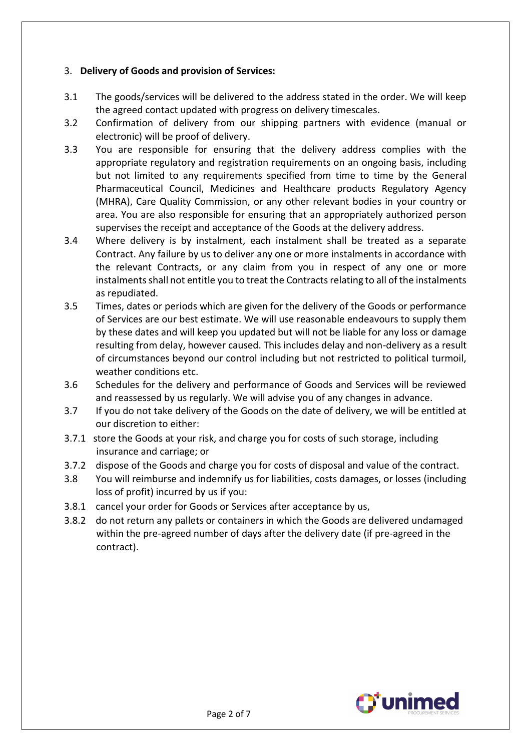## 3. **Delivery of Goods and provision of Services:**

3.1 The goods/services will be delivered to the address stated in the order. We will keep the agreed contact updated with progress on delivery timescales.

3.2 Confirmation of delivery from our shipping partners with evidence (manual or electronic) will be proof of delivery.

3.3 You are responsible for ensuring that the delivery address complies with the appropriate regulatory and registration requirements on an ongoing basis, including but not limited to any requirements specified from time to time by the General Pharmaceutical Council, Medicines and Healthcare products Regulatory Agency (MHRA), Care Quality Commission, or any other relevant bodies in your country or area. You are also responsible for ensuring that an appropriately authorized person supervises the receipt and acceptance of the Goods at the delivery address.

3.4 Where delivery is by instalment, each instalment shall be treated as a separate Contract. Any failure by us to deliver any one or more instalments in accordance with the relevant Contracts, or any claim from you in respect of any one or more instalments shall not entitle you to treat the Contracts relating to all of the instalments as repudiated.

3.5 Times, dates or periods which are given for the delivery of the Goods or performance of Services are our best estimate. We will use reasonable endeavours to supply them by these dates and will keep you updated but will not be liable for any loss or damage resulting from delay, however caused. This includes delay and non-delivery as a result of circumstances beyond our control including but not restricted to political turmoil, weather conditions etc.

3.6 Schedules for the delivery and performance of Goods and Services will be reviewed and reassessed by us regularly. We will advise you of any changes in advance.

3.7 If you do not take delivery of the Goods on the date of delivery, we will be entitled at our discretion to either:

3.7.1 store the Goods at your risk, and charge you for costs of such storage, including insurance and carriage; or

3.7.2 dispose of the Goods and charge you for costs of disposal and value of the contract.

3.8 You will reimburse and indemnify us for liabilities, costs damages, or losses (including loss of profit) incurred by us if you:

3.8.1 cancel your order for Goods or Services after acceptance by us,

3.8.2 do not return any pallets or containers in which the Goods are delivered undamaged within the pre-agreed number of days after the delivery date (if pre-agreed in the contract).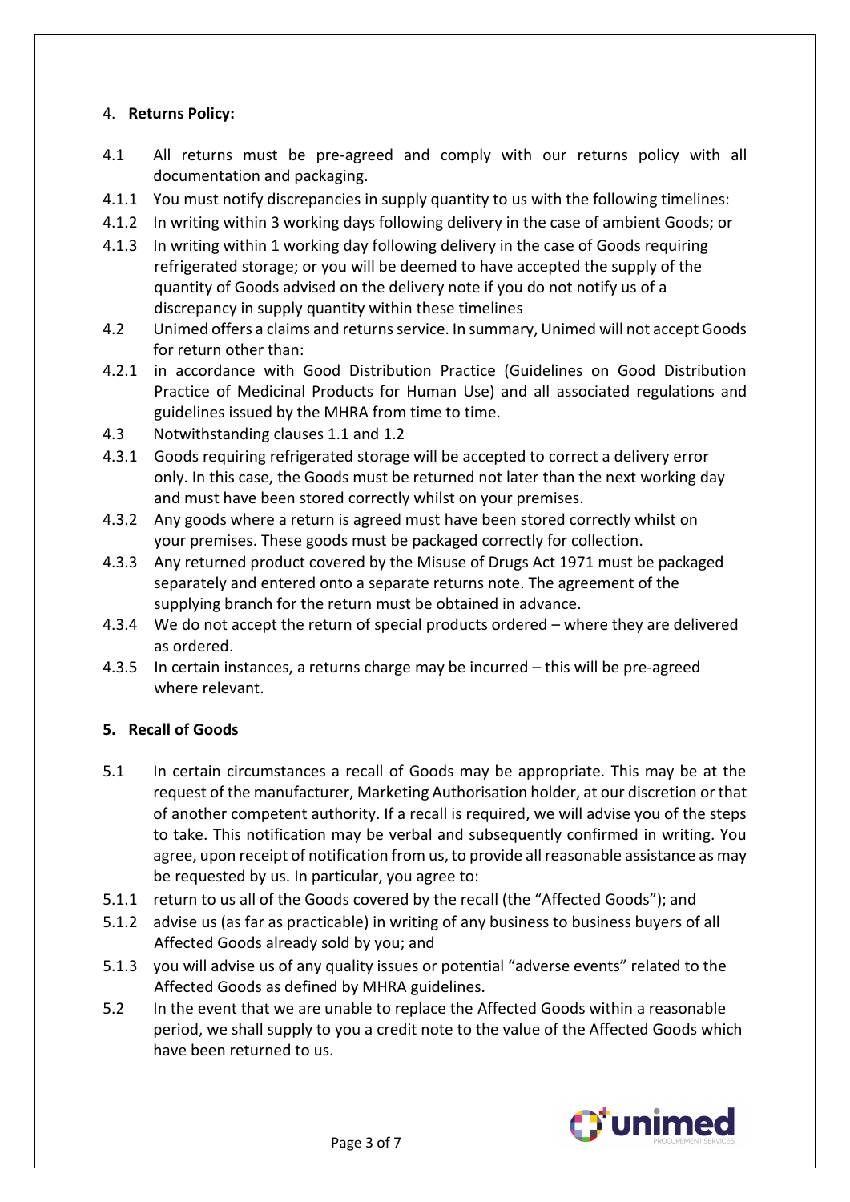## 4. **Returns Policy:**

4.1 All returns must be pre-agreed and comply with our returns policy with all documentation and packaging.

4.1.1 You must notify discrepancies in supply quantity to us with the following timelines:

4.1.2 In writing within 3 working days following delivery in the case of ambient Goods; or

4.1.3 In writing within 1 working day following delivery in the case of Goods requiring refrigerated storage; or you will be deemed to have accepted the supply of the quantity of Goods advised on the delivery note if you do not notify us of a discrepancy in supply quantity within these timelines

4.2 Unimed offers a claims and returns service. In summary, Unimed will not accept Goods for return other than:

4.2.1 in accordance with Good Distribution Practice (Guidelines on Good Distribution Practice of Medicinal Products for Human Use) and all associated regulations and guidelines issued by the MHRA from time to time.

4.3 Notwithstanding clauses 1.1 and 1.2

4.3.1 Goods requiring refrigerated storage will be accepted to correct a delivery error only. In this case, the Goods must be returned not later than the next working day and must have been stored correctly whilst on your premises.

4.3.2 Any goods where a return is agreed must have been stored correctly whilst on your premises. These goods must be packaged correctly for collection.

4.3.3 Any returned product covered by the Misuse of Drugs Act 1971 must be packaged separately and entered onto a separate returns note. The agreement of the supplying branch for the return must be obtained in advance.

4.3.4 We do not accept the return of special products ordered – where they are delivered as ordered.

4.3.5 In certain instances, a returns charge may be incurred – this will be pre-agreed where relevant.

## 5. **Recall of Goods**

5.1 In certain circumstances a recall of Goods may be appropriate. This may be at the request of the manufacturer, Marketing Authorisation holder, at our discretion or that of another competent authority. If a recall is required, we will advise you of the steps to take. This notification may be verbal and subsequently confirmed in writing. You agree, upon receipt of notification from us, to provide all reasonable assistance as may be requested by us. In particular, you agree to:

5.1.1 return to us all of the Goods covered by the recall (the "Affected Goods"); and

5.1.2 advise us (as far as practicable) in writing of any business to business buyers of all Affected Goods already sold by you; and

5.1.3 you will advise us of any quality issues or potential "adverse events" related to the Affected Goods as defined by MHRA guidelines.

5.2 In the event that we are unable to replace the Affected Goods within a reasonable period, we shall supply to you a credit note to the value of the Affected Goods which have been returned to us.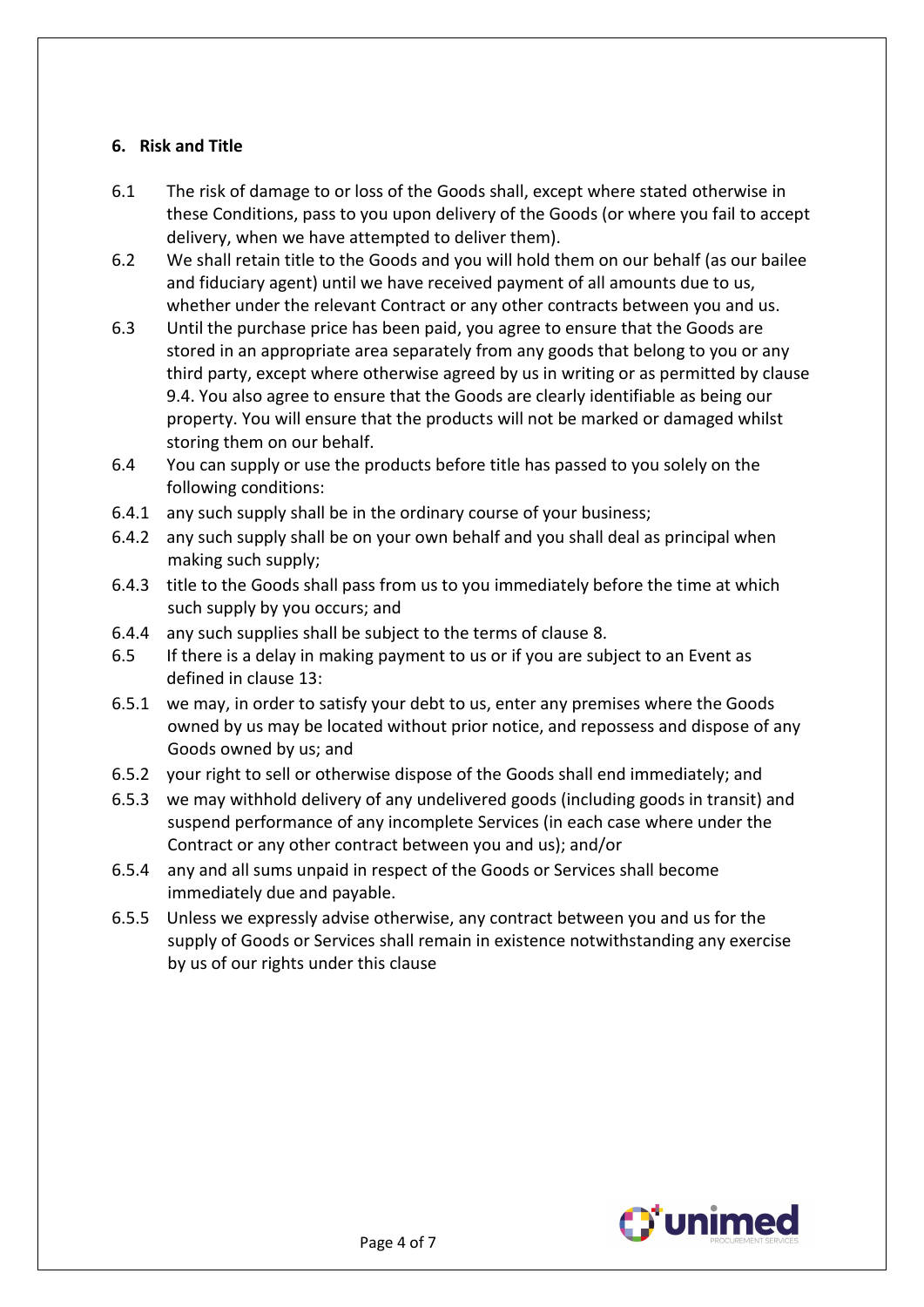### 6. Risk and Title

6.1 The risk of damage to or loss of the Goods shall, except where stated otherwise in these Conditions, pass to you upon delivery of the Goods (or where you fail to accept delivery, when we have attempted to deliver them).

6.2 We shall retain title to the Goods and you will hold them on our behalf (as our bailee and fiduciary agent) until we have received payment of all amounts due to us, whether under the relevant Contract or any other contracts between you and us.

6.3 Until the purchase price has been paid, you agree to ensure that the Goods are stored in an appropriate area separately from any goods that belong to you or any third party, except where otherwise agreed by us in writing or as permitted by clause 9.4. You also agree to ensure that the Goods are clearly identifiable as being our property. You will ensure that the products will not be marked or damaged whilst storing them on our behalf.

6.4 You can supply or use the products before title has passed to you solely on the following conditions:

6.4.1 any such supply shall be in the ordinary course of your business;

6.4.2 any such supply shall be on your own behalf and you shall deal as principal when making such supply;

6.4.3 title to the Goods shall pass from us to you immediately before the time at which such supply by you occurs; and

6.4.4 any such supplies shall be subject to the terms of clause 8.

6.5 If there is a delay in making payment to us or if you are subject to an Event as defined in clause 13:

6.5.1 we may, in order to satisfy your debt to us, enter any premises where the Goods owned by us may be located without prior notice, and repossess and dispose of any Goods owned by us; and

6.5.2 your right to sell or otherwise dispose of the Goods shall end immediately; and

6.5.3 we may withhold delivery of any undelivered goods (including goods in transit) and suspend performance of any incomplete Services (in each case where under the Contract or any other contract between you and us); and/or

6.5.4 any and all sums unpaid in respect of the Goods or Services shall become immediately due and payable.

6.5.5 Unless we expressly advise otherwise, any contract between you and us for the supply of Goods or Services shall remain in existence notwithstanding any exercise by us of our rights under this clause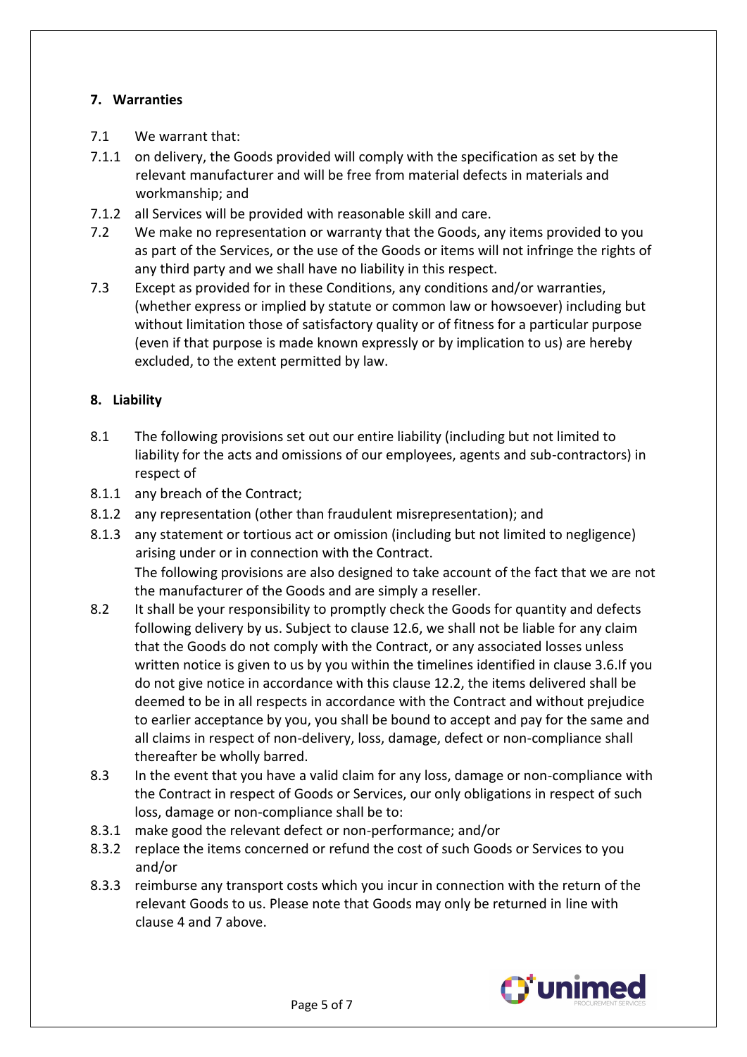## 7. Warranties

7.1 We warrant that:

7.1.1 on delivery, the Goods provided will comply with the specification as set by the relevant manufacturer and will be free from material defects in materials and workmanship; and

7.1.2 all Services will be provided with reasonable skill and care.

7.2 We make no representation or warranty that the Goods, any items provided to you as part of the Services, or the use of the Goods or items will not infringe the rights of any third party and we shall have no liability in this respect.

7.3 Except as provided for in these Conditions, any conditions and/or warranties, (whether express or implied by statute or common law or howsoever) including but without limitation those of satisfactory quality or of fitness for a particular purpose (even if that purpose is made known expressly or by implication to us) are hereby excluded, to the extent permitted by law.

## 8. Liability

8.1 The following provisions set out our entire liability (including but not limited to liability for the acts and omissions of our employees, agents and sub-contractors) in respect of

8.1.1 any breach of the Contract;

8.1.2 any representation (other than fraudulent misrepresentation); and

8.1.3 any statement or tortious act or omission (including but not limited to negligence) arising under or in connection with the Contract.

The following provisions are also designed to take account of the fact that we are not the manufacturer of the Goods and are simply a reseller.

8.2 It shall be your responsibility to promptly check the Goods for quantity and defects following delivery by us. Subject to clause 12.6, we shall not be liable for any claim that the Goods do not comply with the Contract, or any associated losses unless written notice is given to us by you within the timelines identified in clause 3.6.If you do not give notice in accordance with this clause 12.2, the items delivered shall be deemed to be in all respects in accordance with the Contract and without prejudice to earlier acceptance by you, you shall be bound to accept and pay for the same and all claims in respect of non-delivery, loss, damage, defect or non-compliance shall thereafter be wholly barred.

8.3 In the event that you have a valid claim for any loss, damage or non-compliance with the Contract in respect of Goods or Services, our only obligations in respect of such loss, damage or non-compliance shall be to:

8.3.1 make good the relevant defect or non-performance; and/or

8.3.2 replace the items concerned or refund the cost of such Goods or Services to you and/or

8.3.3 reimburse any transport costs which you incur in connection with the return of the relevant Goods to us. Please note that Goods may only be returned in line with clause 4 and 7 above.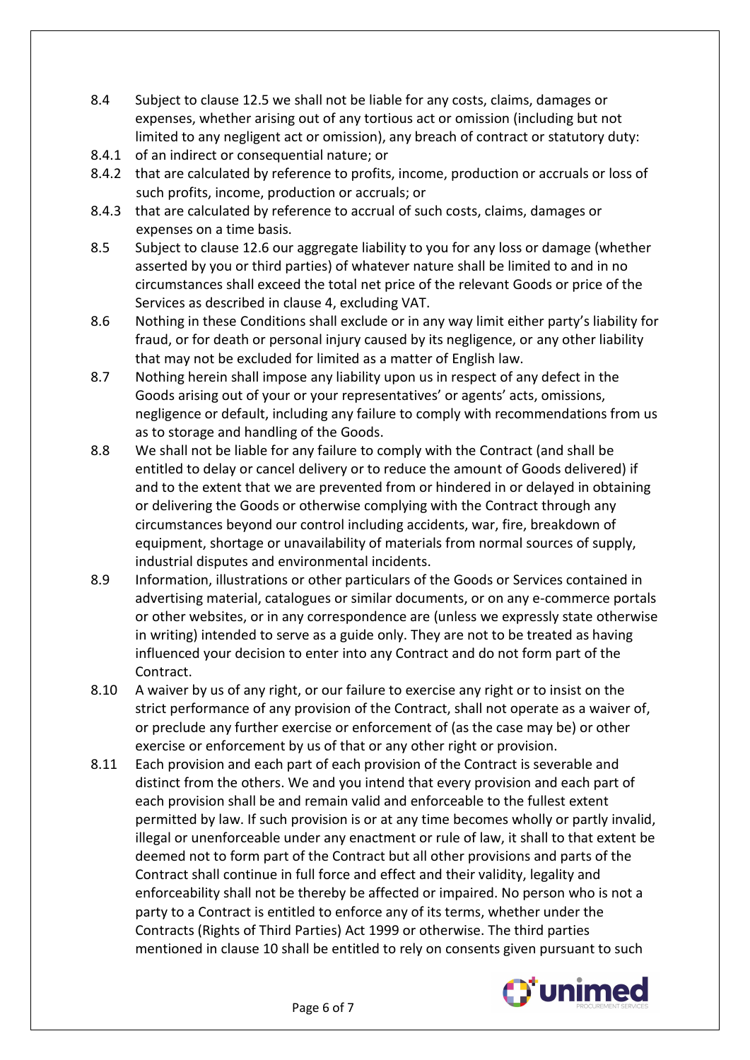8.4 Subject to clause 12.5 we shall not be liable for any costs, claims, damages or expenses, whether arising out of any tortious act or omission (including but not limited to any negligent act or omission), any breach of contract or statutory duty:

8.4.1 of an indirect or consequential nature; or

8.4.2 that are calculated by reference to profits, income, production or accruals or loss of such profits, income, production or accruals; or

8.4.3 that are calculated by reference to accrual of such costs, claims, damages or expenses on a time basis.

8.5 Subject to clause 12.6 our aggregate liability to you for any loss or damage (whether asserted by you or third parties) of whatever nature shall be limited to and in no circumstances shall exceed the total net price of the relevant Goods or price of the Services as described in clause 4, excluding VAT.

8.6 Nothing in these Conditions shall exclude or in any way limit either party's liability for fraud, or for death or personal injury caused by its negligence, or any other liability that may not be excluded for limited as a matter of English law.

8.7 Nothing herein shall impose any liability upon us in respect of any defect in the Goods arising out of your or your representatives' or agents' acts, omissions, negligence or default, including any failure to comply with recommendations from us as to storage and handling of the Goods.

8.8 We shall not be liable for any failure to comply with the Contract (and shall be entitled to delay or cancel delivery or to reduce the amount of Goods delivered) if and to the extent that we are prevented from or hindered in or delayed in obtaining or delivering the Goods or otherwise complying with the Contract through any circumstances beyond our control including accidents, war, fire, breakdown of equipment, shortage or unavailability of materials from normal sources of supply, industrial disputes and environmental incidents.

8.9 Information, illustrations or other particulars of the Goods or Services contained in advertising material, catalogues or similar documents, or on any e-commerce portals or other websites, or in any correspondence are (unless we expressly state otherwise in writing) intended to serve as a guide only. They are not to be treated as having influenced your decision to enter into any Contract and do not form part of the Contract.

8.10 A waiver by us of any right, or our failure to exercise any right or to insist on the strict performance of any provision of the Contract, shall not operate as a waiver of, or preclude any further exercise or enforcement of (as the case may be) or other exercise or enforcement by us of that or any other right or provision.

8.11 Each provision and each part of each provision of the Contract is severable and distinct from the others. We and you intend that every provision and each part of each provision shall be and remain valid and enforceable to the fullest extent permitted by law. If such provision is or at any time becomes wholly or partly invalid, illegal or unenforceable under any enactment or rule of law, it shall to that extent be deemed not to form part of the Contract but all other provisions and parts of the Contract shall continue in full force and effect and their validity, legality and enforceability shall not be thereby be affected or impaired. No person who is not a party to a Contract is entitled to enforce any of its terms, whether under the Contracts (Rights of Third Parties) Act 1999 or otherwise. The third parties mentioned in clause 10 shall be entitled to rely on consents given pursuant to such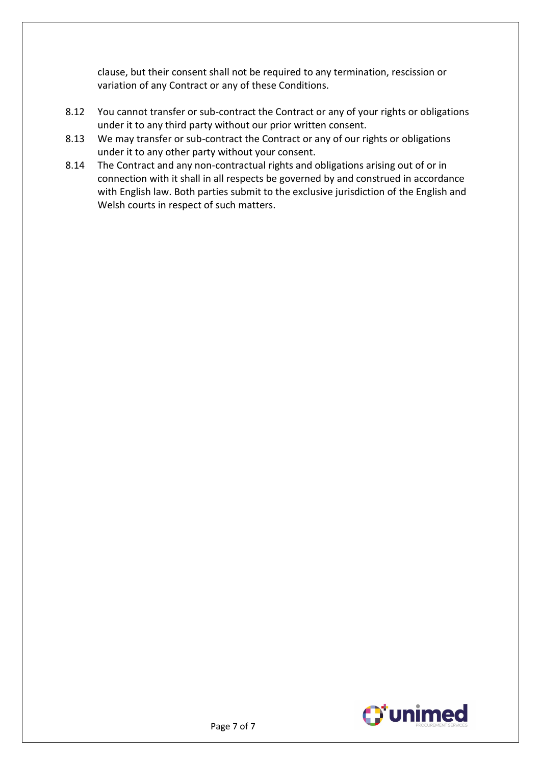clause, but their consent shall not be required to any termination, rescission or variation of any Contract or any of these Conditions.

8.12 You cannot transfer or sub-contract the Contract or any of your rights or obligations under it to any third party without our prior written consent.

8.13 We may transfer or sub-contract the Contract or any of our rights or obligations under it to any other party without your consent.

8.14 The Contract and any non-contractual rights and obligations arising out of or in connection with it shall in all respects be governed by and construed in accordance with English law. Both parties submit to the exclusive jurisdiction of the English and Welsh courts in respect of such matters.